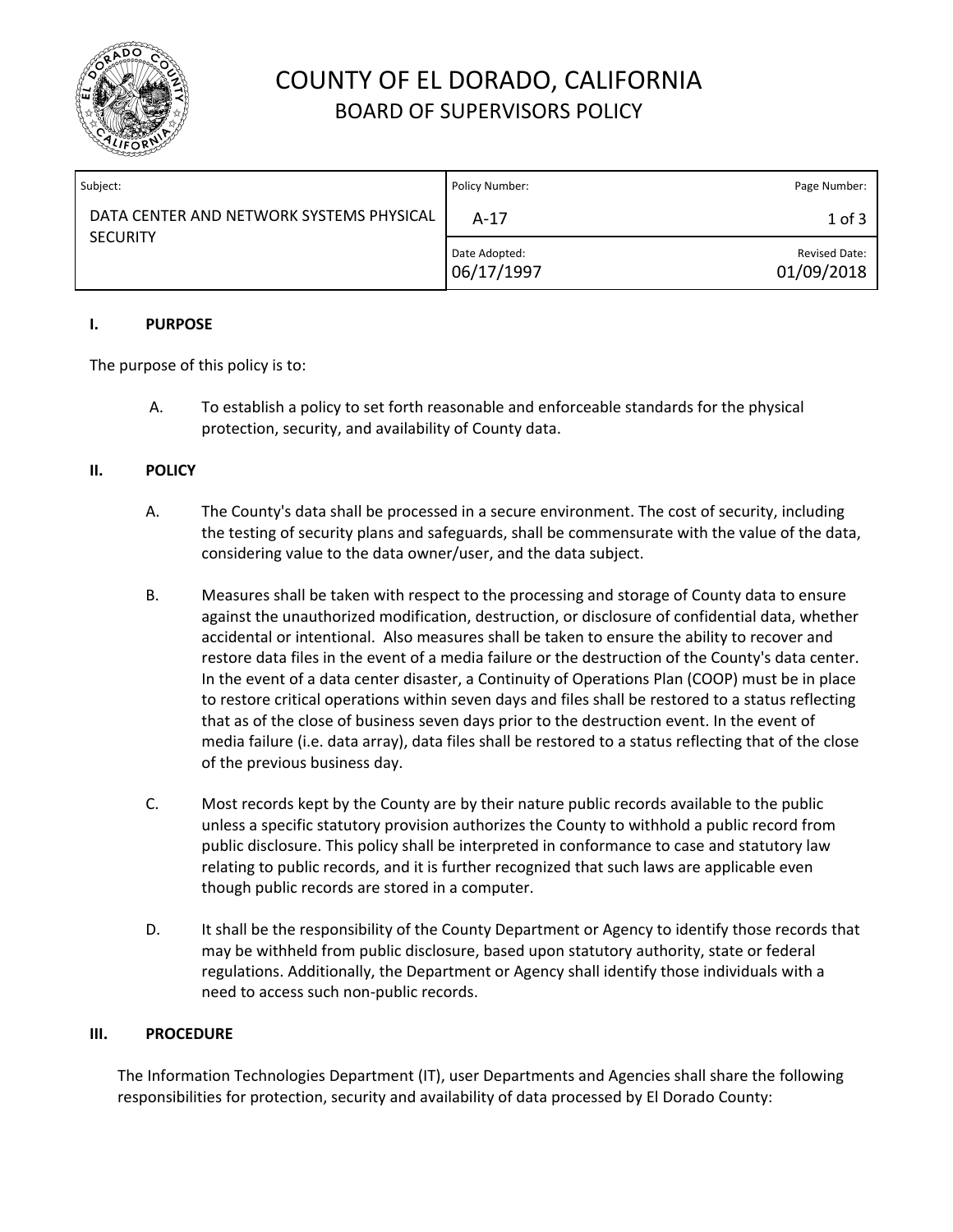# COUNTY OF EL DORADO, CALIFORNIA

## BOARD OF SUPERVISORS POLICY

| Subject: | Policy Number: | Page Number: |
| --- | --- | --- |
| DATA CENTER AND NETWORK SYSTEMS PHYSICAL SECURITY | A-17 | 1 of 3 |
| | Date Adopted: 06/17/1997 | Revised Date: 01/09/2018 |

### I. PURPOSE

The purpose of this policy is to:

A. To establish a policy to set forth reasonable and enforceable standards for the physical protection, security, and availability of County data.

### II. POLICY

A. The County's data shall be processed in a secure environment. The cost of security, including the testing of security plans and safeguards, shall be commensurate with the value of the data, considering value to the data owner/user, and the data subject.

B. Measures shall be taken with respect to the processing and storage of County data to ensure against the unauthorized modification, destruction, or disclosure of confidential data, whether accidental or intentional. Also measures shall be taken to ensure the ability to recover and restore data files in the event of a media failure or the destruction of the County's data center. In the event of a data center disaster, a Continuity of Operations Plan (COOP) must be in place to restore critical operations within seven days and files shall be restored to a status reflecting that as of the close of business seven days prior to the destruction event. In the event of media failure (i.e. data array), data files shall be restored to a status reflecting that of the close of the previous business day.

C. Most records kept by the County are by their nature public records available to the public unless a specific statutory provision authorizes the County to withhold a public record from public disclosure. This policy shall be interpreted in conformance to case and statutory law relating to public records, and it is further recognized that such laws are applicable even though public records are stored in a computer.

D. It shall be the responsibility of the County Department or Agency to identify those records that may be withheld from public disclosure, based upon statutory authority, state or federal regulations. Additionally, the Department or Agency shall identify those individuals with a need to access such non-public records.

### III. PROCEDURE

The Information Technologies Department (IT), user Departments and Agencies shall share the following responsibilities for protection, security and availability of data processed by El Dorado County: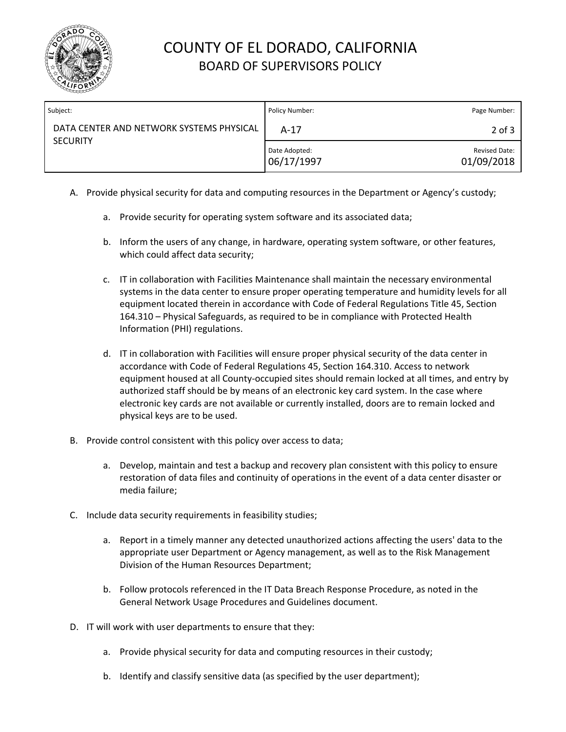A. Provide physical security for data and computing resources in the Department or Agency's custody;

   a. Provide security for operating system software and its associated data;

   b. Inform the users of any change, in hardware, operating system software, or other features, which could affect data security;

   c. IT in collaboration with Facilities Maintenance shall maintain the necessary environmental systems in the data center to ensure proper operating temperature and humidity levels for all equipment located therein in accordance with Code of Federal Regulations Title 45, Section 164.310 – Physical Safeguards, as required to be in compliance with Protected Health Information (PHI) regulations.

   d. IT in collaboration with Facilities will ensure proper physical security of the data center in accordance with Code of Federal Regulations 45, Section 164.310. Access to network equipment housed at all County-occupied sites should remain locked at all times, and entry by authorized staff should be by means of an electronic key card system. In the case where electronic key cards are not available or currently installed, doors are to remain locked and physical keys are to be used.

B. Provide control consistent with this policy over access to data;

   a. Develop, maintain and test a backup and recovery plan consistent with this policy to ensure restoration of data files and continuity of operations in the event of a data center disaster or media failure;

C. Include data security requirements in feasibility studies;

   a. Report in a timely manner any detected unauthorized actions affecting the users' data to the appropriate user Department or Agency management, as well as to the Risk Management Division of the Human Resources Department;

   b. Follow protocols referenced in the IT Data Breach Response Procedure, as noted in the General Network Usage Procedures and Guidelines document.

D. IT will work with user departments to ensure that they:

   a. Provide physical security for data and computing resources in their custody;

   b. Identify and classify sensitive data (as specified by the user department);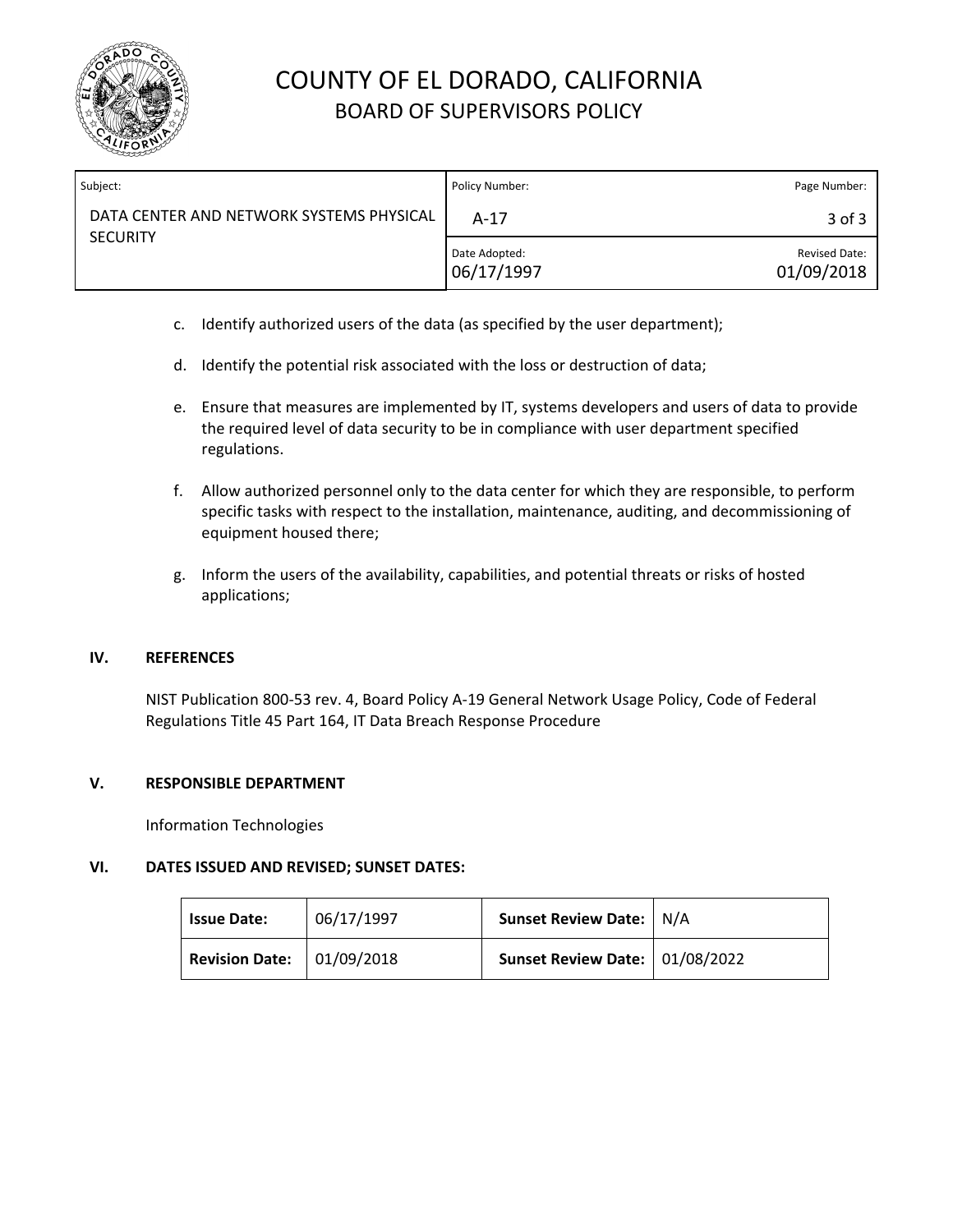c. Identify authorized users of the data (as specified by the user department);

d. Identify the potential risk associated with the loss or destruction of data;

e. Ensure that measures are implemented by IT, systems developers and users of data to provide the required level of data security to be in compliance with user department specified regulations.

f. Allow authorized personnel only to the data center for which they are responsible, to perform specific tasks with respect to the installation, maintenance, auditing, and decommissioning of equipment housed there;

g. Inform the users of the availability, capabilities, and potential threats or risks of hosted applications;

## IV. REFERENCES

NIST Publication 800-53 rev. 4, Board Policy A-19 General Network Usage Policy, Code of Federal Regulations Title 45 Part 164, IT Data Breach Response Procedure

## V. RESPONSIBLE DEPARTMENT

Information Technologies

## VI. DATES ISSUED AND REVISED; SUNSET DATES:

| | | | |
|---|---|---|---|
| **Issue Date:** | 06/17/1997 | **Sunset Review Date:** | N/A |
| **Revision Date:** | 01/09/2018 | **Sunset Review Date:** | 01/08/2022 |